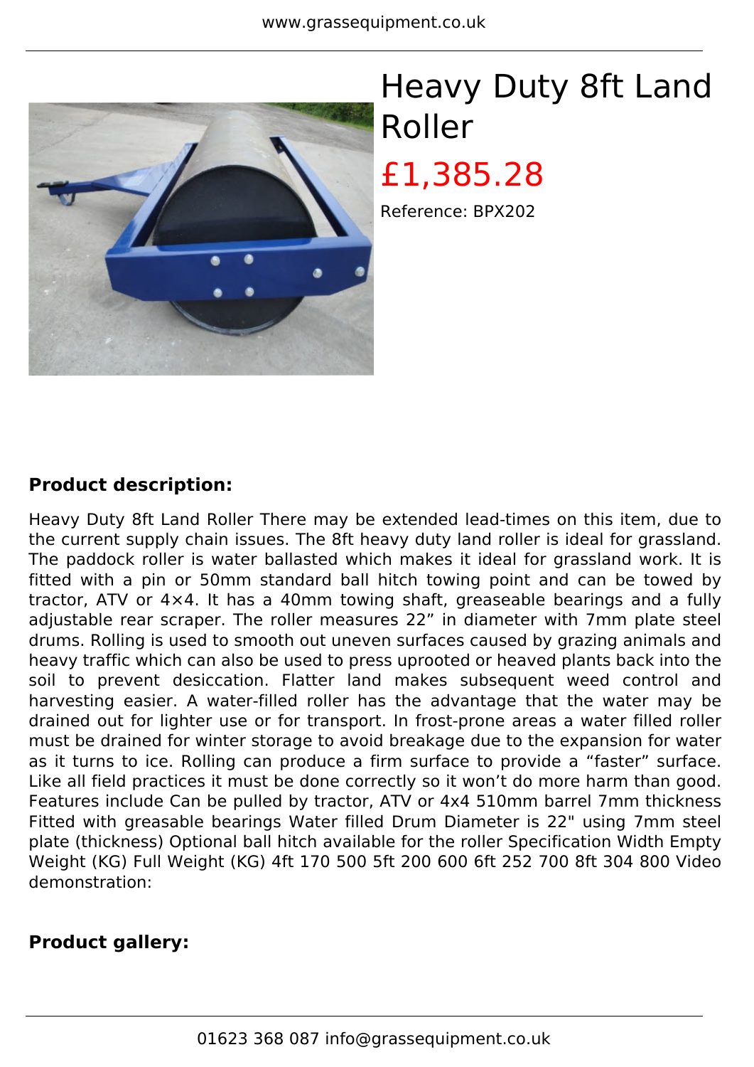# Heavy Duty 8ft Land Roller

£1,385.28

Reference: BPX202

**Product description:**

Heavy Duty 8ft Land Roller There may be extended lead-times on this item, due to the current supply chain issues. The 8ft heavy duty land roller is ideal for grassland. The paddock roller is water ballasted which makes it ideal for grassland work. It is fitted with a pin or 50mm standard ball hitch towing point and can be towed by tractor, ATV or 4×4. It has a 40mm towing shaft, greaseable bearings and a fully adjustable rear scraper. The roller measures 22" in diameter with 7mm plate steel drums. Rolling is used to smooth out uneven surfaces caused by grazing animals and heavy traffic which can also be used to press uprooted or heaved plants back into the soil to prevent desiccation. Flatter land makes subsequent weed control and harvesting easier. A water-filled roller has the advantage that the water may be drained out for lighter use or for transport. In frost-prone areas a water filled roller must be drained for winter storage to avoid breakage due to the expansion for water as it turns to ice. Rolling can produce a firm surface to provide a "faster" surface. Like all field practices it must be done correctly so it won't do more harm than good. Features include Can be pulled by tractor, ATV or 4x4 510mm barrel 7mm thickness Fitted with greasable bearings Water filled Drum Diameter is 22" using 7mm steel plate (thickness) Optional ball hitch available for the roller Specification Width Empty Weight (KG) Full Weight (KG) 4ft 170 500 5ft 200 600 6ft 252 700 8ft 304 800 Video demonstration:

**Product gallery:**